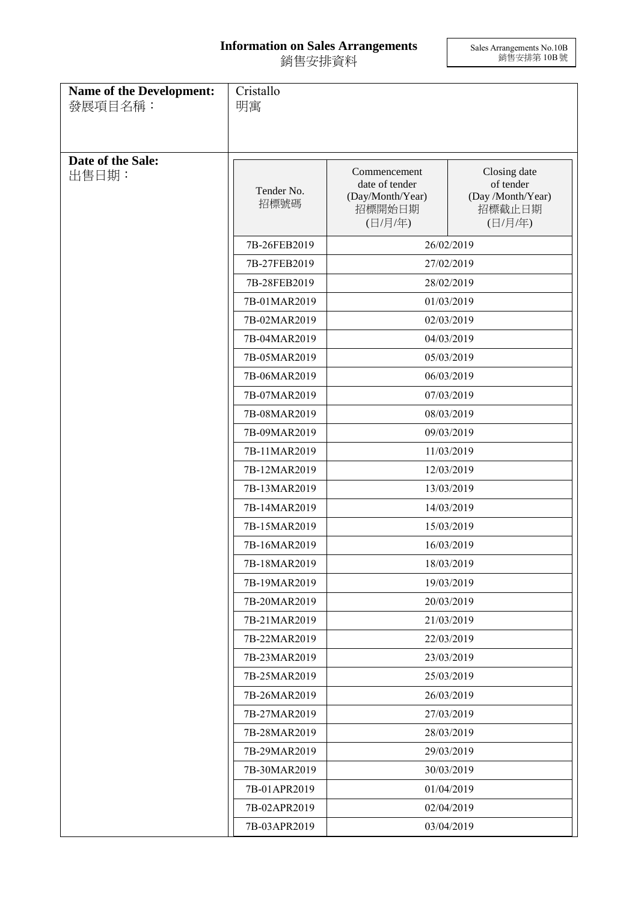# Information on Sales Arrangements
# 銷售安排資料

Sales Arrangements No.10B
銷售安排第 10B 號

**Name of the Development:**
發展項目名稱：

Cristallo
明寓

**Date of the Sale:**
出售日期：

| Tender No.<br>招標號碼 | Commencement date of tender (Day/Month/Year)<br>招標開始日期<br>(日/月/年) | Closing date of tender (Day /Month/Year)<br>招標截止日期<br>(日/月/年) |
|---|---|---|
| 7B-26FEB2019 | 26/02/2019 | |
| 7B-27FEB2019 | 27/02/2019 | |
| 7B-28FEB2019 | 28/02/2019 | |
| 7B-01MAR2019 | 01/03/2019 | |
| 7B-02MAR2019 | 02/03/2019 | |
| 7B-04MAR2019 | 04/03/2019 | |
| 7B-05MAR2019 | 05/03/2019 | |
| 7B-06MAR2019 | 06/03/2019 | |
| 7B-07MAR2019 | 07/03/2019 | |
| 7B-08MAR2019 | 08/03/2019 | |
| 7B-09MAR2019 | 09/03/2019 | |
| 7B-11MAR2019 | 11/03/2019 | |
| 7B-12MAR2019 | 12/03/2019 | |
| 7B-13MAR2019 | 13/03/2019 | |
| 7B-14MAR2019 | 14/03/2019 | |
| 7B-15MAR2019 | 15/03/2019 | |
| 7B-16MAR2019 | 16/03/2019 | |
| 7B-18MAR2019 | 18/03/2019 | |
| 7B-19MAR2019 | 19/03/2019 | |
| 7B-20MAR2019 | 20/03/2019 | |
| 7B-21MAR2019 | 21/03/2019 | |
| 7B-22MAR2019 | 22/03/2019 | |
| 7B-23MAR2019 | 23/03/2019 | |
| 7B-25MAR2019 | 25/03/2019 | |
| 7B-26MAR2019 | 26/03/2019 | |
| 7B-27MAR2019 | 27/03/2019 | |
| 7B-28MAR2019 | 28/03/2019 | |
| 7B-29MAR2019 | 29/03/2019 | |
| 7B-30MAR2019 | 30/03/2019 | |
| 7B-01APR2019 | 01/04/2019 | |
| 7B-02APR2019 | 02/04/2019 | |
| 7B-03APR2019 | 03/04/2019 | |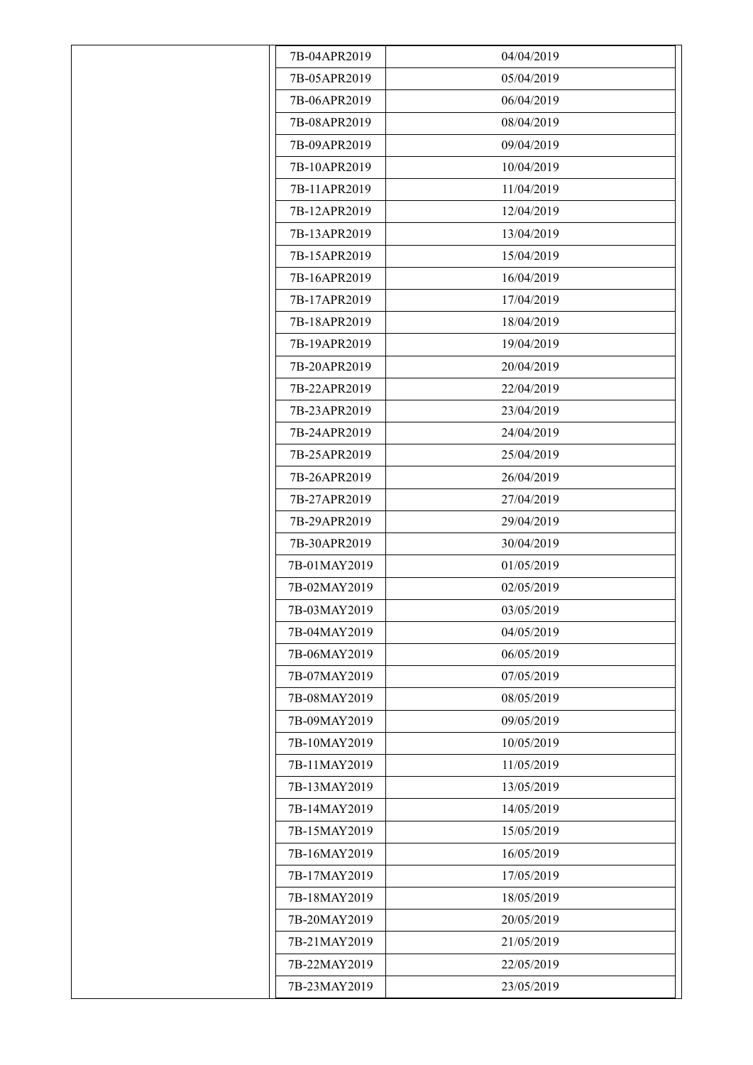| | | |
|---|---|---|
| | 7B-04APR2019 | 04/04/2019 |
| | 7B-05APR2019 | 05/04/2019 |
| | 7B-06APR2019 | 06/04/2019 |
| | 7B-08APR2019 | 08/04/2019 |
| | 7B-09APR2019 | 09/04/2019 |
| | 7B-10APR2019 | 10/04/2019 |
| | 7B-11APR2019 | 11/04/2019 |
| | 7B-12APR2019 | 12/04/2019 |
| | 7B-13APR2019 | 13/04/2019 |
| | 7B-15APR2019 | 15/04/2019 |
| | 7B-16APR2019 | 16/04/2019 |
| | 7B-17APR2019 | 17/04/2019 |
| | 7B-18APR2019 | 18/04/2019 |
| | 7B-19APR2019 | 19/04/2019 |
| | 7B-20APR2019 | 20/04/2019 |
| | 7B-22APR2019 | 22/04/2019 |
| | 7B-23APR2019 | 23/04/2019 |
| | 7B-24APR2019 | 24/04/2019 |
| | 7B-25APR2019 | 25/04/2019 |
| | 7B-26APR2019 | 26/04/2019 |
| | 7B-27APR2019 | 27/04/2019 |
| | 7B-29APR2019 | 29/04/2019 |
| | 7B-30APR2019 | 30/04/2019 |
| | 7B-01MAY2019 | 01/05/2019 |
| | 7B-02MAY2019 | 02/05/2019 |
| | 7B-03MAY2019 | 03/05/2019 |
| | 7B-04MAY2019 | 04/05/2019 |
| | 7B-06MAY2019 | 06/05/2019 |
| | 7B-07MAY2019 | 07/05/2019 |
| | 7B-08MAY2019 | 08/05/2019 |
| | 7B-09MAY2019 | 09/05/2019 |
| | 7B-10MAY2019 | 10/05/2019 |
| | 7B-11MAY2019 | 11/05/2019 |
| | 7B-13MAY2019 | 13/05/2019 |
| | 7B-14MAY2019 | 14/05/2019 |
| | 7B-15MAY2019 | 15/05/2019 |
| | 7B-16MAY2019 | 16/05/2019 |
| | 7B-17MAY2019 | 17/05/2019 |
| | 7B-18MAY2019 | 18/05/2019 |
| | 7B-20MAY2019 | 20/05/2019 |
| | 7B-21MAY2019 | 21/05/2019 |
| | 7B-22MAY2019 | 22/05/2019 |
| | 7B-23MAY2019 | 23/05/2019 |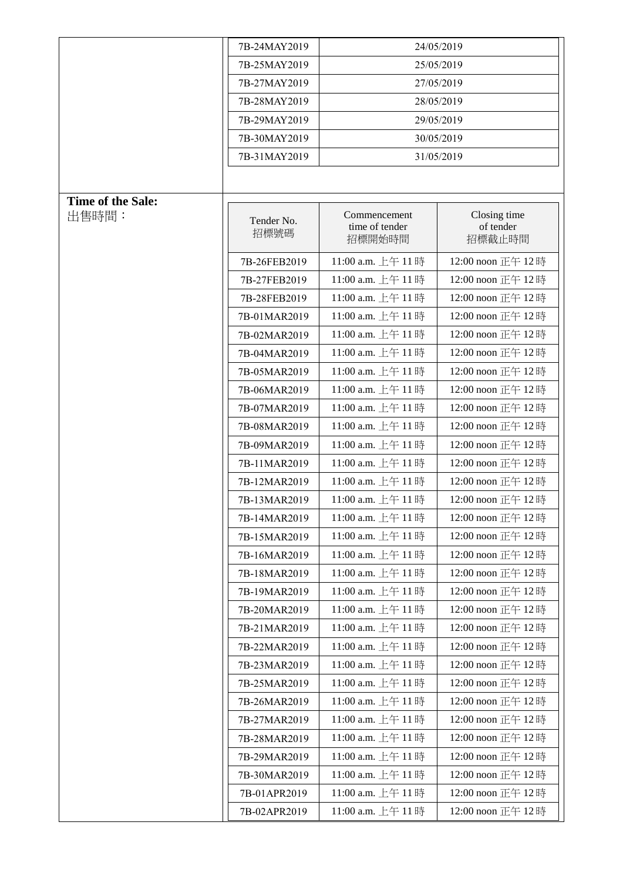| | | |
|---|---|---|
| | 7B-24MAY2019 | 24/05/2019 |
| | 7B-25MAY2019 | 25/05/2019 |
| | 7B-27MAY2019 | 27/05/2019 |
| | 7B-28MAY2019 | 28/05/2019 |
| | 7B-29MAY2019 | 29/05/2019 |
| | 7B-30MAY2019 | 30/05/2019 |
| | 7B-31MAY2019 | 31/05/2019 |

**Time of the Sale:**
出售時間：

| Tender No. 招標號碼 | Commencement time of tender 招標開始時間 | Closing time of tender 招標截止時間 |
|---|---|---|
| 7B-26FEB2019 | 11:00 a.m. 上午 11 時 | 12:00 noon 正午 12 時 |
| 7B-27FEB2019 | 11:00 a.m. 上午 11 時 | 12:00 noon 正午 12 時 |
| 7B-28FEB2019 | 11:00 a.m. 上午 11 時 | 12:00 noon 正午 12 時 |
| 7B-01MAR2019 | 11:00 a.m. 上午 11 時 | 12:00 noon 正午 12 時 |
| 7B-02MAR2019 | 11:00 a.m. 上午 11 時 | 12:00 noon 正午 12 時 |
| 7B-04MAR2019 | 11:00 a.m. 上午 11 時 | 12:00 noon 正午 12 時 |
| 7B-05MAR2019 | 11:00 a.m. 上午 11 時 | 12:00 noon 正午 12 時 |
| 7B-06MAR2019 | 11:00 a.m. 上午 11 時 | 12:00 noon 正午 12 時 |
| 7B-07MAR2019 | 11:00 a.m. 上午 11 時 | 12:00 noon 正午 12 時 |
| 7B-08MAR2019 | 11:00 a.m. 上午 11 時 | 12:00 noon 正午 12 時 |
| 7B-09MAR2019 | 11:00 a.m. 上午 11 時 | 12:00 noon 正午 12 時 |
| 7B-11MAR2019 | 11:00 a.m. 上午 11 時 | 12:00 noon 正午 12 時 |
| 7B-12MAR2019 | 11:00 a.m. 上午 11 時 | 12:00 noon 正午 12 時 |
| 7B-13MAR2019 | 11:00 a.m. 上午 11 時 | 12:00 noon 正午 12 時 |
| 7B-14MAR2019 | 11:00 a.m. 上午 11 時 | 12:00 noon 正午 12 時 |
| 7B-15MAR2019 | 11:00 a.m. 上午 11 時 | 12:00 noon 正午 12 時 |
| 7B-16MAR2019 | 11:00 a.m. 上午 11 時 | 12:00 noon 正午 12 時 |
| 7B-18MAR2019 | 11:00 a.m. 上午 11 時 | 12:00 noon 正午 12 時 |
| 7B-19MAR2019 | 11:00 a.m. 上午 11 時 | 12:00 noon 正午 12 時 |
| 7B-20MAR2019 | 11:00 a.m. 上午 11 時 | 12:00 noon 正午 12 時 |
| 7B-21MAR2019 | 11:00 a.m. 上午 11 時 | 12:00 noon 正午 12 時 |
| 7B-22MAR2019 | 11:00 a.m. 上午 11 時 | 12:00 noon 正午 12 時 |
| 7B-23MAR2019 | 11:00 a.m. 上午 11 時 | 12:00 noon 正午 12 時 |
| 7B-25MAR2019 | 11:00 a.m. 上午 11 時 | 12:00 noon 正午 12 時 |
| 7B-26MAR2019 | 11:00 a.m. 上午 11 時 | 12:00 noon 正午 12 時 |
| 7B-27MAR2019 | 11:00 a.m. 上午 11 時 | 12:00 noon 正午 12 時 |
| 7B-28MAR2019 | 11:00 a.m. 上午 11 時 | 12:00 noon 正午 12 時 |
| 7B-29MAR2019 | 11:00 a.m. 上午 11 時 | 12:00 noon 正午 12 時 |
| 7B-30MAR2019 | 11:00 a.m. 上午 11 時 | 12:00 noon 正午 12 時 |
| 7B-01APR2019 | 11:00 a.m. 上午 11 時 | 12:00 noon 正午 12 時 |
| 7B-02APR2019 | 11:00 a.m. 上午 11 時 | 12:00 noon 正午 12 時 |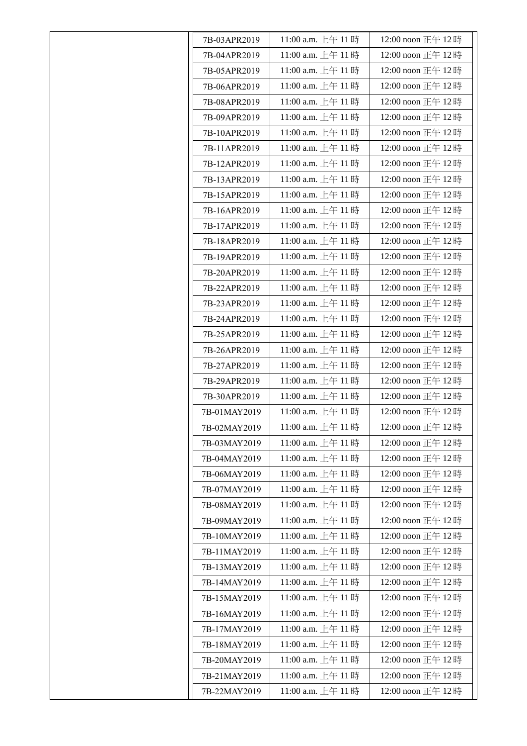| | | | |
|---|---|---|---|
| | 7B-03APR2019 | 11:00 a.m. 上午 11 時 | 12:00 noon 正午 12 時 |
| | 7B-04APR2019 | 11:00 a.m. 上午 11 時 | 12:00 noon 正午 12 時 |
| | 7B-05APR2019 | 11:00 a.m. 上午 11 時 | 12:00 noon 正午 12 時 |
| | 7B-06APR2019 | 11:00 a.m. 上午 11 時 | 12:00 noon 正午 12 時 |
| | 7B-08APR2019 | 11:00 a.m. 上午 11 時 | 12:00 noon 正午 12 時 |
| | 7B-09APR2019 | 11:00 a.m. 上午 11 時 | 12:00 noon 正午 12 時 |
| | 7B-10APR2019 | 11:00 a.m. 上午 11 時 | 12:00 noon 正午 12 時 |
| | 7B-11APR2019 | 11:00 a.m. 上午 11 時 | 12:00 noon 正午 12 時 |
| | 7B-12APR2019 | 11:00 a.m. 上午 11 時 | 12:00 noon 正午 12 時 |
| | 7B-13APR2019 | 11:00 a.m. 上午 11 時 | 12:00 noon 正午 12 時 |
| | 7B-15APR2019 | 11:00 a.m. 上午 11 時 | 12:00 noon 正午 12 時 |
| | 7B-16APR2019 | 11:00 a.m. 上午 11 時 | 12:00 noon 正午 12 時 |
| | 7B-17APR2019 | 11:00 a.m. 上午 11 時 | 12:00 noon 正午 12 時 |
| | 7B-18APR2019 | 11:00 a.m. 上午 11 時 | 12:00 noon 正午 12 時 |
| | 7B-19APR2019 | 11:00 a.m. 上午 11 時 | 12:00 noon 正午 12 時 |
| | 7B-20APR2019 | 11:00 a.m. 上午 11 時 | 12:00 noon 正午 12 時 |
| | 7B-22APR2019 | 11:00 a.m. 上午 11 時 | 12:00 noon 正午 12 時 |
| | 7B-23APR2019 | 11:00 a.m. 上午 11 時 | 12:00 noon 正午 12 時 |
| | 7B-24APR2019 | 11:00 a.m. 上午 11 時 | 12:00 noon 正午 12 時 |
| | 7B-25APR2019 | 11:00 a.m. 上午 11 時 | 12:00 noon 正午 12 時 |
| | 7B-26APR2019 | 11:00 a.m. 上午 11 時 | 12:00 noon 正午 12 時 |
| | 7B-27APR2019 | 11:00 a.m. 上午 11 時 | 12:00 noon 正午 12 時 |
| | 7B-29APR2019 | 11:00 a.m. 上午 11 時 | 12:00 noon 正午 12 時 |
| | 7B-30APR2019 | 11:00 a.m. 上午 11 時 | 12:00 noon 正午 12 時 |
| | 7B-01MAY2019 | 11:00 a.m. 上午 11 時 | 12:00 noon 正午 12 時 |
| | 7B-02MAY2019 | 11:00 a.m. 上午 11 時 | 12:00 noon 正午 12 時 |
| | 7B-03MAY2019 | 11:00 a.m. 上午 11 時 | 12:00 noon 正午 12 時 |
| | 7B-04MAY2019 | 11:00 a.m. 上午 11 時 | 12:00 noon 正午 12 時 |
| | 7B-06MAY2019 | 11:00 a.m. 上午 11 時 | 12:00 noon 正午 12 時 |
| | 7B-07MAY2019 | 11:00 a.m. 上午 11 時 | 12:00 noon 正午 12 時 |
| | 7B-08MAY2019 | 11:00 a.m. 上午 11 時 | 12:00 noon 正午 12 時 |
| | 7B-09MAY2019 | 11:00 a.m. 上午 11 時 | 12:00 noon 正午 12 時 |
| | 7B-10MAY2019 | 11:00 a.m. 上午 11 時 | 12:00 noon 正午 12 時 |
| | 7B-11MAY2019 | 11:00 a.m. 上午 11 時 | 12:00 noon 正午 12 時 |
| | 7B-13MAY2019 | 11:00 a.m. 上午 11 時 | 12:00 noon 正午 12 時 |
| | 7B-14MAY2019 | 11:00 a.m. 上午 11 時 | 12:00 noon 正午 12 時 |
| | 7B-15MAY2019 | 11:00 a.m. 上午 11 時 | 12:00 noon 正午 12 時 |
| | 7B-16MAY2019 | 11:00 a.m. 上午 11 時 | 12:00 noon 正午 12 時 |
| | 7B-17MAY2019 | 11:00 a.m. 上午 11 時 | 12:00 noon 正午 12 時 |
| | 7B-18MAY2019 | 11:00 a.m. 上午 11 時 | 12:00 noon 正午 12 時 |
| | 7B-20MAY2019 | 11:00 a.m. 上午 11 時 | 12:00 noon 正午 12 時 |
| | 7B-21MAY2019 | 11:00 a.m. 上午 11 時 | 12:00 noon 正午 12 時 |
| | 7B-22MAY2019 | 11:00 a.m. 上午 11 時 | 12:00 noon 正午 12 時 |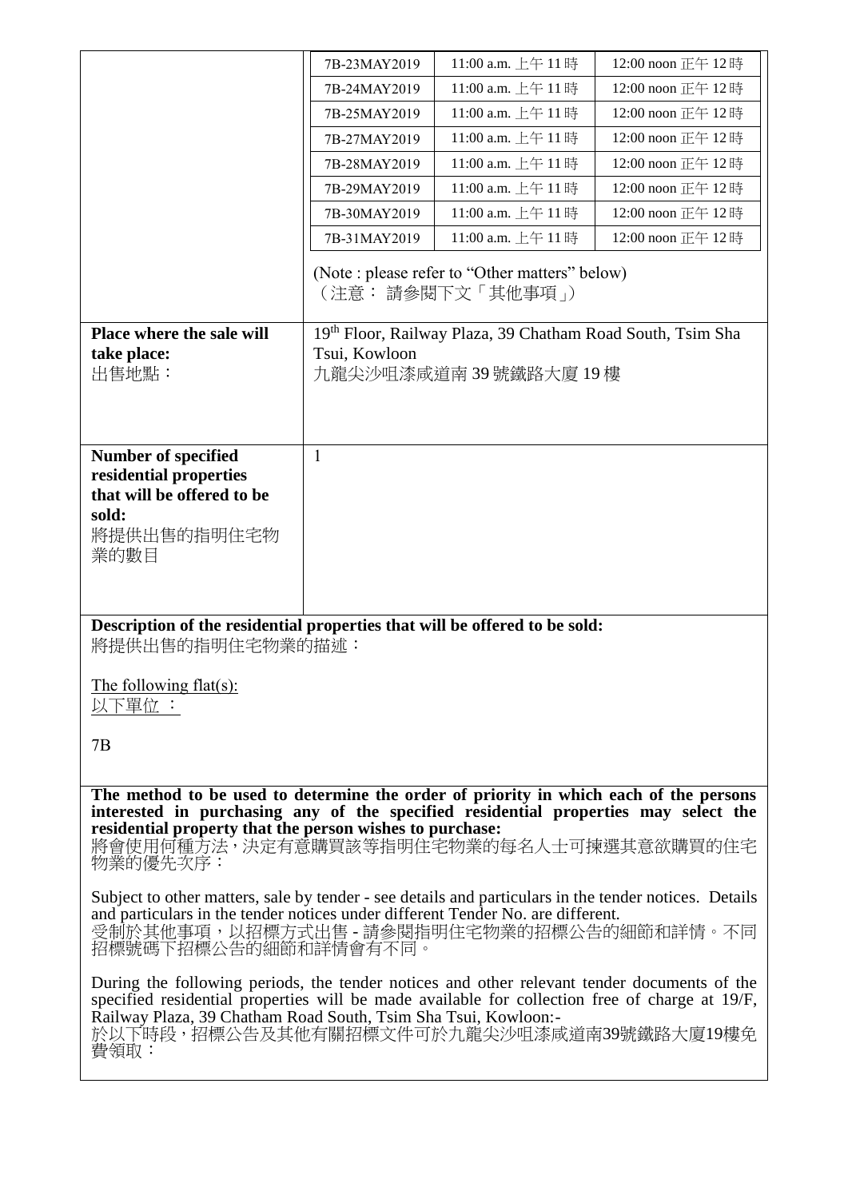| | | | |
|---|---|---|---|
| | 7B-23MAY2019 | 11:00 a.m. 上午 11 時 | 12:00 noon 正午 12 時 |
| | 7B-24MAY2019 | 11:00 a.m. 上午 11 時 | 12:00 noon 正午 12 時 |
| | 7B-25MAY2019 | 11:00 a.m. 上午 11 時 | 12:00 noon 正午 12 時 |
| | 7B-27MAY2019 | 11:00 a.m. 上午 11 時 | 12:00 noon 正午 12 時 |
| | 7B-28MAY2019 | 11:00 a.m. 上午 11 時 | 12:00 noon 正午 12 時 |
| | 7B-29MAY2019 | 11:00 a.m. 上午 11 時 | 12:00 noon 正午 12 時 |
| | 7B-30MAY2019 | 11:00 a.m. 上午 11 時 | 12:00 noon 正午 12 時 |
| | 7B-31MAY2019 | 11:00 a.m. 上午 11 時 | 12:00 noon 正午 12 時 |
| | (Note : please refer to "Other matters" below)<br>（注意： 請參閱下文「其他事項」） | | |
| **Place where the sale will take place:**<br>出售地點： | 19th Floor, Railway Plaza, 39 Chatham Road South, Tsim Sha Tsui, Kowloon<br>九龍尖沙咀漆咸道南 39 號鐵路大廈 19 樓 | | |
| **Number of specified residential properties that will be offered to be sold:**<br>將提供出售的指明住宅物業的數目 | 1 | | |

**Description of the residential properties that will be offered to be sold:**
將提供出售的指明住宅物業的描述：

The following flat(s):
以下單位 ：

7B

**The method to be used to determine the order of priority in which each of the persons interested in purchasing any of the specified residential properties may select the residential property that the person wishes to purchase:**
將會使用何種方法，決定有意購買該等指明住宅物業的每名人士可揀選其意欲購買的住宅物業的優先次序：

Subject to other matters, sale by tender - see details and particulars in the tender notices. Details and particulars in the tender notices under different Tender No. are different.
受制於其他事項，以招標方式出售 - 請參閱指明住宅物業的招標公告的細節和詳情。不同招標號碼下招標公告的細節和詳情會有不同。

During the following periods, the tender notices and other relevant tender documents of the specified residential properties will be made available for collection free of charge at 19/F, Railway Plaza, 39 Chatham Road South, Tsim Sha Tsui, Kowloon:-
於以下時段，招標公告及其他有關招標文件可於九龍尖沙咀漆咸道南39號鐵路大廈19樓免費領取：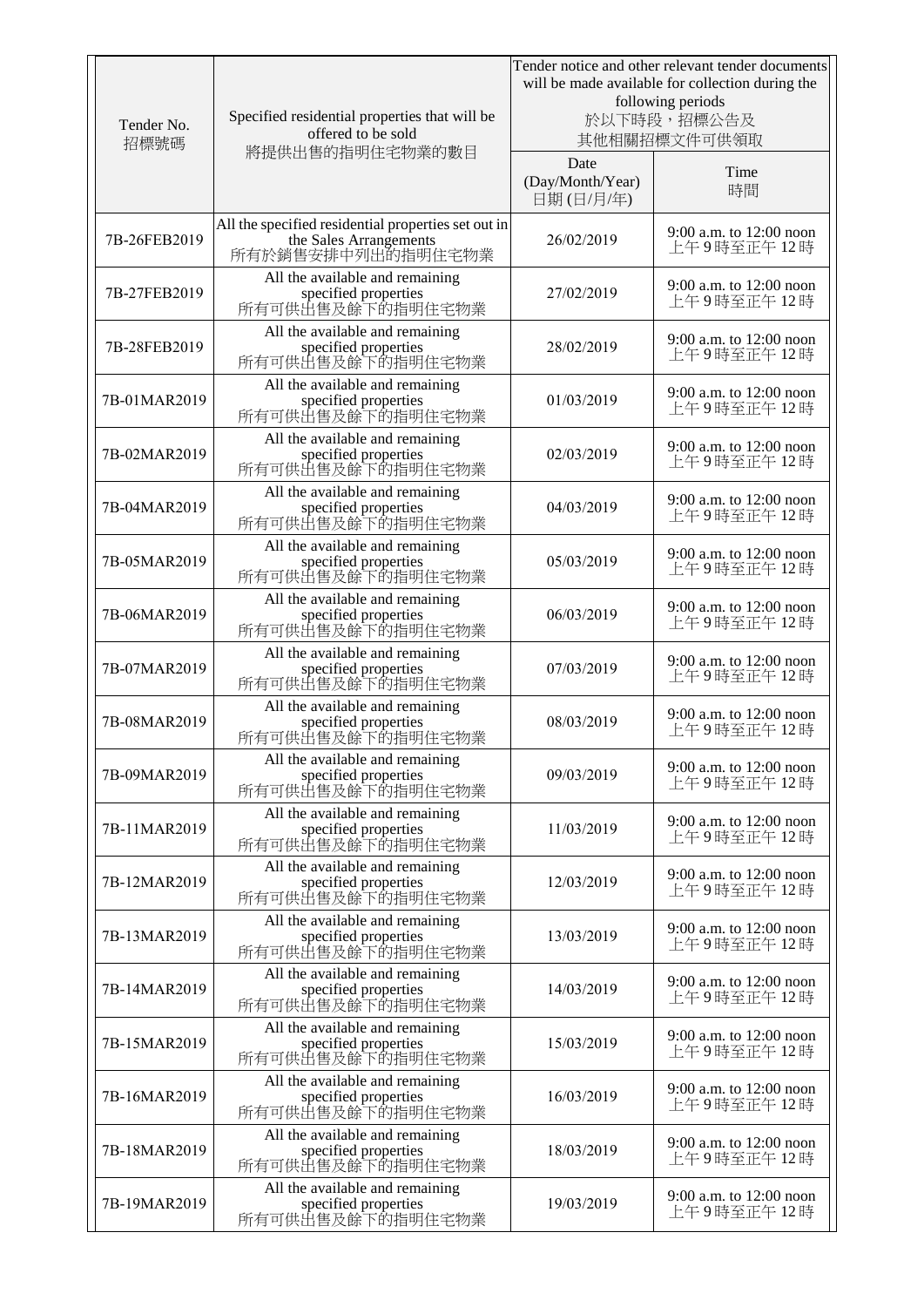| Tender No.<br>招標號碼 | Specified residential properties that will be offered to be sold<br>將提供出售的指明住宅物業的數目 | Tender notice and other relevant tender documents will be made available for collection during the following periods<br>於以下時段，招標公告及其他相關招標文件可供領取 | |
|---|---|---|---|
| | | Date (Day/Month/Year)<br>日期 (日/月/年) | Time<br>時間 |
| 7B-26FEB2019 | All the specified residential properties set out in the Sales Arrangements<br>所有於銷售安排中列出的指明住宅物業 | 26/02/2019 | 9:00 a.m. to 12:00 noon<br>上午 9 時至正午 12 時 |
| 7B-27FEB2019 | All the available and remaining specified properties<br>所有可供出售及餘下的指明住宅物業 | 27/02/2019 | 9:00 a.m. to 12:00 noon<br>上午 9 時至正午 12 時 |
| 7B-28FEB2019 | All the available and remaining specified properties<br>所有可供出售及餘下的指明住宅物業 | 28/02/2019 | 9:00 a.m. to 12:00 noon<br>上午 9 時至正午 12 時 |
| 7B-01MAR2019 | All the available and remaining specified properties<br>所有可供出售及餘下的指明住宅物業 | 01/03/2019 | 9:00 a.m. to 12:00 noon<br>上午 9 時至正午 12 時 |
| 7B-02MAR2019 | All the available and remaining specified properties<br>所有可供出售及餘下的指明住宅物業 | 02/03/2019 | 9:00 a.m. to 12:00 noon<br>上午 9 時至正午 12 時 |
| 7B-04MAR2019 | All the available and remaining specified properties<br>所有可供出售及餘下的指明住宅物業 | 04/03/2019 | 9:00 a.m. to 12:00 noon<br>上午 9 時至正午 12 時 |
| 7B-05MAR2019 | All the available and remaining specified properties<br>所有可供出售及餘下的指明住宅物業 | 05/03/2019 | 9:00 a.m. to 12:00 noon<br>上午 9 時至正午 12 時 |
| 7B-06MAR2019 | All the available and remaining specified properties<br>所有可供出售及餘下的指明住宅物業 | 06/03/2019 | 9:00 a.m. to 12:00 noon<br>上午 9 時至正午 12 時 |
| 7B-07MAR2019 | All the available and remaining specified properties<br>所有可供出售及餘下的指明住宅物業 | 07/03/2019 | 9:00 a.m. to 12:00 noon<br>上午 9 時至正午 12 時 |
| 7B-08MAR2019 | All the available and remaining specified properties<br>所有可供出售及餘下的指明住宅物業 | 08/03/2019 | 9:00 a.m. to 12:00 noon<br>上午 9 時至正午 12 時 |
| 7B-09MAR2019 | All the available and remaining specified properties<br>所有可供出售及餘下的指明住宅物業 | 09/03/2019 | 9:00 a.m. to 12:00 noon<br>上午 9 時至正午 12 時 |
| 7B-11MAR2019 | All the available and remaining specified properties<br>所有可供出售及餘下的指明住宅物業 | 11/03/2019 | 9:00 a.m. to 12:00 noon<br>上午 9 時至正午 12 時 |
| 7B-12MAR2019 | All the available and remaining specified properties<br>所有可供出售及餘下的指明住宅物業 | 12/03/2019 | 9:00 a.m. to 12:00 noon<br>上午 9 時至正午 12 時 |
| 7B-13MAR2019 | All the available and remaining specified properties<br>所有可供出售及餘下的指明住宅物業 | 13/03/2019 | 9:00 a.m. to 12:00 noon<br>上午 9 時至正午 12 時 |
| 7B-14MAR2019 | All the available and remaining specified properties<br>所有可供出售及餘下的指明住宅物業 | 14/03/2019 | 9:00 a.m. to 12:00 noon<br>上午 9 時至正午 12 時 |
| 7B-15MAR2019 | All the available and remaining specified properties<br>所有可供出售及餘下的指明住宅物業 | 15/03/2019 | 9:00 a.m. to 12:00 noon<br>上午 9 時至正午 12 時 |
| 7B-16MAR2019 | All the available and remaining specified properties<br>所有可供出售及餘下的指明住宅物業 | 16/03/2019 | 9:00 a.m. to 12:00 noon<br>上午 9 時至正午 12 時 |
| 7B-18MAR2019 | All the available and remaining specified properties<br>所有可供出售及餘下的指明住宅物業 | 18/03/2019 | 9:00 a.m. to 12:00 noon<br>上午 9 時至正午 12 時 |
| 7B-19MAR2019 | All the available and remaining specified properties<br>所有可供出售及餘下的指明住宅物業 | 19/03/2019 | 9:00 a.m. to 12:00 noon<br>上午 9 時至正午 12 時 |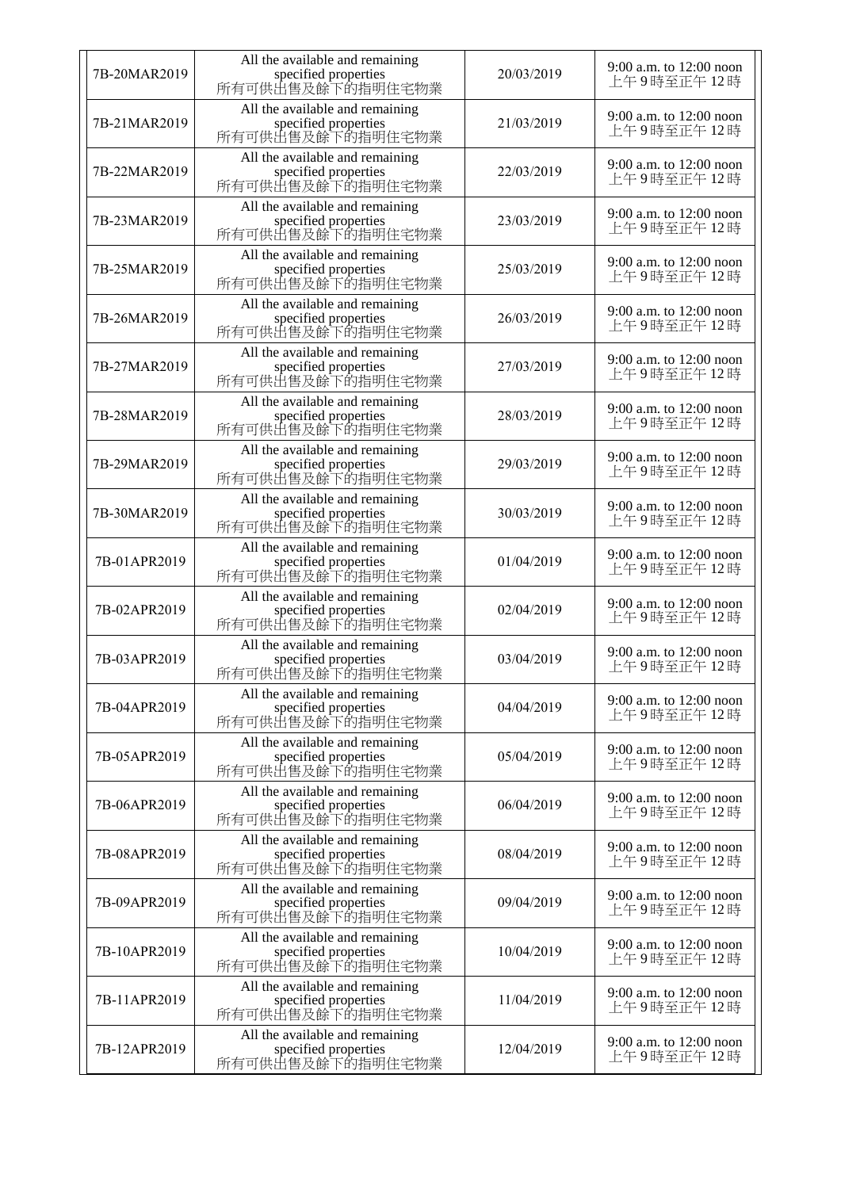| 7B-20MAR2019 | All the available and remaining specified properties 所有可供出售及餘下的指明住宅物業 | 20/03/2019 | 9:00 a.m. to 12:00 noon 上午 9 時至正午 12 時 |
|---|---|---|---|
| 7B-21MAR2019 | All the available and remaining specified properties 所有可供出售及餘下的指明住宅物業 | 21/03/2019 | 9:00 a.m. to 12:00 noon 上午 9 時至正午 12 時 |
| 7B-22MAR2019 | All the available and remaining specified properties 所有可供出售及餘下的指明住宅物業 | 22/03/2019 | 9:00 a.m. to 12:00 noon 上午 9 時至正午 12 時 |
| 7B-23MAR2019 | All the available and remaining specified properties 所有可供出售及餘下的指明住宅物業 | 23/03/2019 | 9:00 a.m. to 12:00 noon 上午 9 時至正午 12 時 |
| 7B-25MAR2019 | All the available and remaining specified properties 所有可供出售及餘下的指明住宅物業 | 25/03/2019 | 9:00 a.m. to 12:00 noon 上午 9 時至正午 12 時 |
| 7B-26MAR2019 | All the available and remaining specified properties 所有可供出售及餘下的指明住宅物業 | 26/03/2019 | 9:00 a.m. to 12:00 noon 上午 9 時至正午 12 時 |
| 7B-27MAR2019 | All the available and remaining specified properties 所有可供出售及餘下的指明住宅物業 | 27/03/2019 | 9:00 a.m. to 12:00 noon 上午 9 時至正午 12 時 |
| 7B-28MAR2019 | All the available and remaining specified properties 所有可供出售及餘下的指明住宅物業 | 28/03/2019 | 9:00 a.m. to 12:00 noon 上午 9 時至正午 12 時 |
| 7B-29MAR2019 | All the available and remaining specified properties 所有可供出售及餘下的指明住宅物業 | 29/03/2019 | 9:00 a.m. to 12:00 noon 上午 9 時至正午 12 時 |
| 7B-30MAR2019 | All the available and remaining specified properties 所有可供出售及餘下的指明住宅物業 | 30/03/2019 | 9:00 a.m. to 12:00 noon 上午 9 時至正午 12 時 |
| 7B-01APR2019 | All the available and remaining specified properties 所有可供出售及餘下的指明住宅物業 | 01/04/2019 | 9:00 a.m. to 12:00 noon 上午 9 時至正午 12 時 |
| 7B-02APR2019 | All the available and remaining specified properties 所有可供出售及餘下的指明住宅物業 | 02/04/2019 | 9:00 a.m. to 12:00 noon 上午 9 時至正午 12 時 |
| 7B-03APR2019 | All the available and remaining specified properties 所有可供出售及餘下的指明住宅物業 | 03/04/2019 | 9:00 a.m. to 12:00 noon 上午 9 時至正午 12 時 |
| 7B-04APR2019 | All the available and remaining specified properties 所有可供出售及餘下的指明住宅物業 | 04/04/2019 | 9:00 a.m. to 12:00 noon 上午 9 時至正午 12 時 |
| 7B-05APR2019 | All the available and remaining specified properties 所有可供出售及餘下的指明住宅物業 | 05/04/2019 | 9:00 a.m. to 12:00 noon 上午 9 時至正午 12 時 |
| 7B-06APR2019 | All the available and remaining specified properties 所有可供出售及餘下的指明住宅物業 | 06/04/2019 | 9:00 a.m. to 12:00 noon 上午 9 時至正午 12 時 |
| 7B-08APR2019 | All the available and remaining specified properties 所有可供出售及餘下的指明住宅物業 | 08/04/2019 | 9:00 a.m. to 12:00 noon 上午 9 時至正午 12 時 |
| 7B-09APR2019 | All the available and remaining specified properties 所有可供出售及餘下的指明住宅物業 | 09/04/2019 | 9:00 a.m. to 12:00 noon 上午 9 時至正午 12 時 |
| 7B-10APR2019 | All the available and remaining specified properties 所有可供出售及餘下的指明住宅物業 | 10/04/2019 | 9:00 a.m. to 12:00 noon 上午 9 時至正午 12 時 |
| 7B-11APR2019 | All the available and remaining specified properties 所有可供出售及餘下的指明住宅物業 | 11/04/2019 | 9:00 a.m. to 12:00 noon 上午 9 時至正午 12 時 |
| 7B-12APR2019 | All the available and remaining specified properties 所有可供出售及餘下的指明住宅物業 | 12/04/2019 | 9:00 a.m. to 12:00 noon 上午 9 時至正午 12 時 |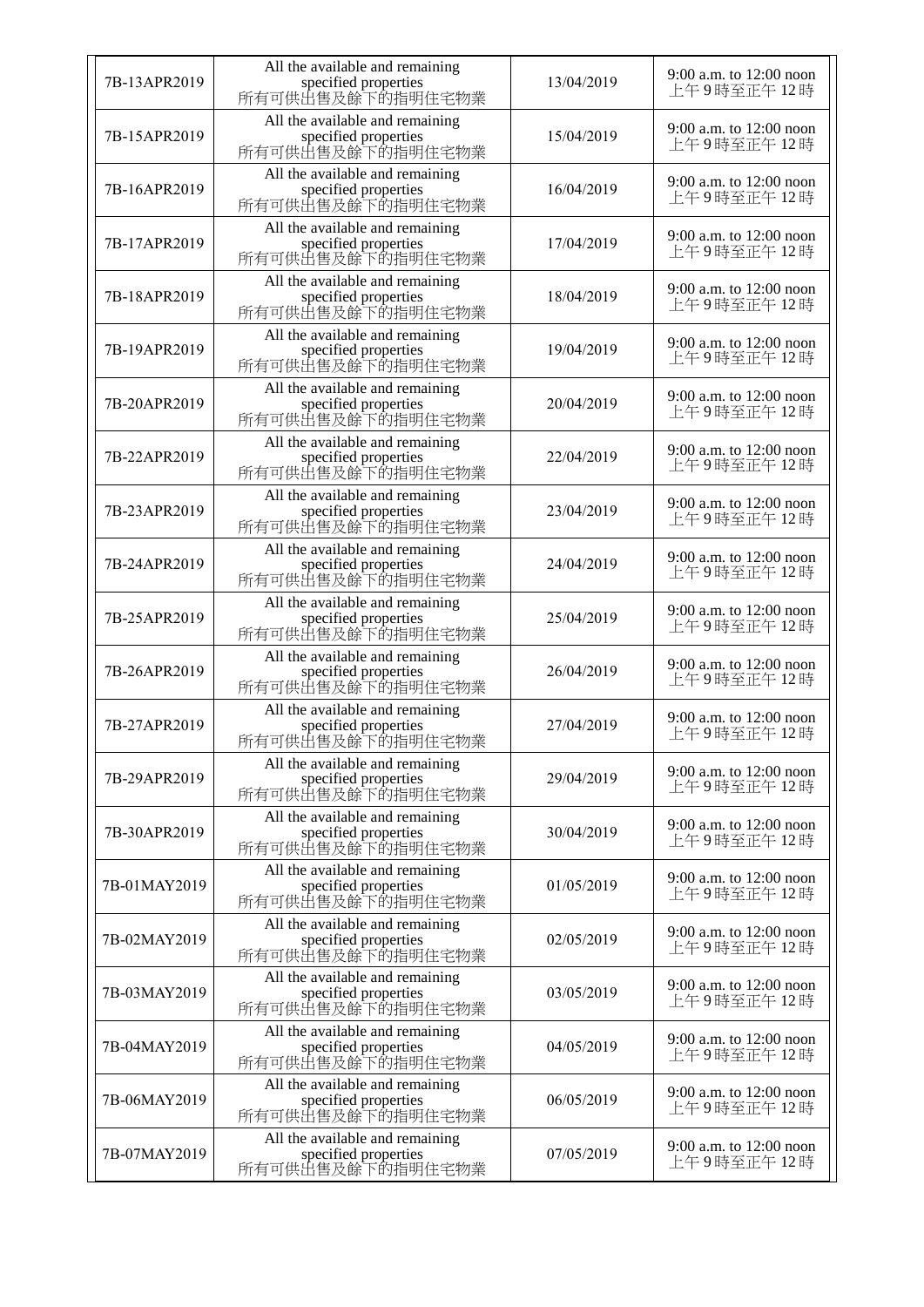| 7B-13APR2019 | All the available and remaining specified properties 所有可供出售及餘下的指明住宅物業 | 13/04/2019 | 9:00 a.m. to 12:00 noon 上午 9 時至正午 12 時 |
|---|---|---|---|
| 7B-15APR2019 | All the available and remaining specified properties 所有可供出售及餘下的指明住宅物業 | 15/04/2019 | 9:00 a.m. to 12:00 noon 上午 9 時至正午 12 時 |
| 7B-16APR2019 | All the available and remaining specified properties 所有可供出售及餘下的指明住宅物業 | 16/04/2019 | 9:00 a.m. to 12:00 noon 上午 9 時至正午 12 時 |
| 7B-17APR2019 | All the available and remaining specified properties 所有可供出售及餘下的指明住宅物業 | 17/04/2019 | 9:00 a.m. to 12:00 noon 上午 9 時至正午 12 時 |
| 7B-18APR2019 | All the available and remaining specified properties 所有可供出售及餘下的指明住宅物業 | 18/04/2019 | 9:00 a.m. to 12:00 noon 上午 9 時至正午 12 時 |
| 7B-19APR2019 | All the available and remaining specified properties 所有可供出售及餘下的指明住宅物業 | 19/04/2019 | 9:00 a.m. to 12:00 noon 上午 9 時至正午 12 時 |
| 7B-20APR2019 | All the available and remaining specified properties 所有可供出售及餘下的指明住宅物業 | 20/04/2019 | 9:00 a.m. to 12:00 noon 上午 9 時至正午 12 時 |
| 7B-22APR2019 | All the available and remaining specified properties 所有可供出售及餘下的指明住宅物業 | 22/04/2019 | 9:00 a.m. to 12:00 noon 上午 9 時至正午 12 時 |
| 7B-23APR2019 | All the available and remaining specified properties 所有可供出售及餘下的指明住宅物業 | 23/04/2019 | 9:00 a.m. to 12:00 noon 上午 9 時至正午 12 時 |
| 7B-24APR2019 | All the available and remaining specified properties 所有可供出售及餘下的指明住宅物業 | 24/04/2019 | 9:00 a.m. to 12:00 noon 上午 9 時至正午 12 時 |
| 7B-25APR2019 | All the available and remaining specified properties 所有可供出售及餘下的指明住宅物業 | 25/04/2019 | 9:00 a.m. to 12:00 noon 上午 9 時至正午 12 時 |
| 7B-26APR2019 | All the available and remaining specified properties 所有可供出售及餘下的指明住宅物業 | 26/04/2019 | 9:00 a.m. to 12:00 noon 上午 9 時至正午 12 時 |
| 7B-27APR2019 | All the available and remaining specified properties 所有可供出售及餘下的指明住宅物業 | 27/04/2019 | 9:00 a.m. to 12:00 noon 上午 9 時至正午 12 時 |
| 7B-29APR2019 | All the available and remaining specified properties 所有可供出售及餘下的指明住宅物業 | 29/04/2019 | 9:00 a.m. to 12:00 noon 上午 9 時至正午 12 時 |
| 7B-30APR2019 | All the available and remaining specified properties 所有可供出售及餘下的指明住宅物業 | 30/04/2019 | 9:00 a.m. to 12:00 noon 上午 9 時至正午 12 時 |
| 7B-01MAY2019 | All the available and remaining specified properties 所有可供出售及餘下的指明住宅物業 | 01/05/2019 | 9:00 a.m. to 12:00 noon 上午 9 時至正午 12 時 |
| 7B-02MAY2019 | All the available and remaining specified properties 所有可供出售及餘下的指明住宅物業 | 02/05/2019 | 9:00 a.m. to 12:00 noon 上午 9 時至正午 12 時 |
| 7B-03MAY2019 | All the available and remaining specified properties 所有可供出售及餘下的指明住宅物業 | 03/05/2019 | 9:00 a.m. to 12:00 noon 上午 9 時至正午 12 時 |
| 7B-04MAY2019 | All the available and remaining specified properties 所有可供出售及餘下的指明住宅物業 | 04/05/2019 | 9:00 a.m. to 12:00 noon 上午 9 時至正午 12 時 |
| 7B-06MAY2019 | All the available and remaining specified properties 所有可供出售及餘下的指明住宅物業 | 06/05/2019 | 9:00 a.m. to 12:00 noon 上午 9 時至正午 12 時 |
| 7B-07MAY2019 | All the available and remaining specified properties 所有可供出售及餘下的指明住宅物業 | 07/05/2019 | 9:00 a.m. to 12:00 noon 上午 9 時至正午 12 時 |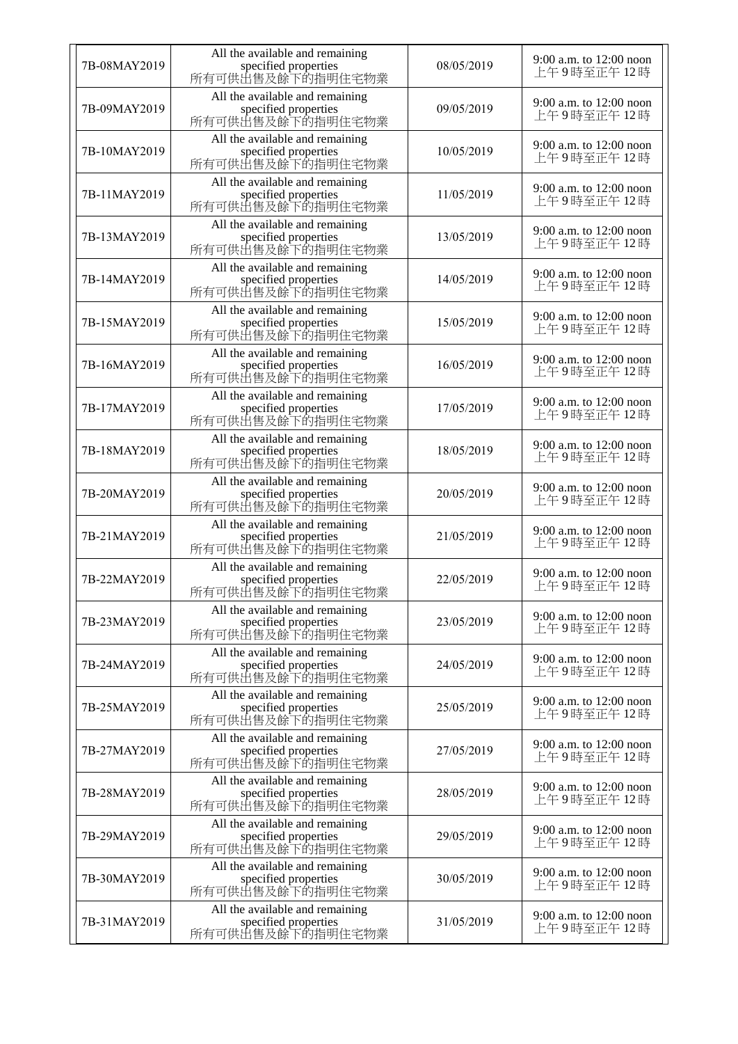| 7B-08MAY2019 | All the available and remaining specified properties 所有可供出售及餘下的指明住宅物業 | 08/05/2019 | 9:00 a.m. to 12:00 noon 上午 9 時至正午 12 時 |
|---|---|---|---|
| 7B-09MAY2019 | All the available and remaining specified properties 所有可供出售及餘下的指明住宅物業 | 09/05/2019 | 9:00 a.m. to 12:00 noon 上午 9 時至正午 12 時 |
| 7B-10MAY2019 | All the available and remaining specified properties 所有可供出售及餘下的指明住宅物業 | 10/05/2019 | 9:00 a.m. to 12:00 noon 上午 9 時至正午 12 時 |
| 7B-11MAY2019 | All the available and remaining specified properties 所有可供出售及餘下的指明住宅物業 | 11/05/2019 | 9:00 a.m. to 12:00 noon 上午 9 時至正午 12 時 |
| 7B-13MAY2019 | All the available and remaining specified properties 所有可供出售及餘下的指明住宅物業 | 13/05/2019 | 9:00 a.m. to 12:00 noon 上午 9 時至正午 12 時 |
| 7B-14MAY2019 | All the available and remaining specified properties 所有可供出售及餘下的指明住宅物業 | 14/05/2019 | 9:00 a.m. to 12:00 noon 上午 9 時至正午 12 時 |
| 7B-15MAY2019 | All the available and remaining specified properties 所有可供出售及餘下的指明住宅物業 | 15/05/2019 | 9:00 a.m. to 12:00 noon 上午 9 時至正午 12 時 |
| 7B-16MAY2019 | All the available and remaining specified properties 所有可供出售及餘下的指明住宅物業 | 16/05/2019 | 9:00 a.m. to 12:00 noon 上午 9 時至正午 12 時 |
| 7B-17MAY2019 | All the available and remaining specified properties 所有可供出售及餘下的指明住宅物業 | 17/05/2019 | 9:00 a.m. to 12:00 noon 上午 9 時至正午 12 時 |
| 7B-18MAY2019 | All the available and remaining specified properties 所有可供出售及餘下的指明住宅物業 | 18/05/2019 | 9:00 a.m. to 12:00 noon 上午 9 時至正午 12 時 |
| 7B-20MAY2019 | All the available and remaining specified properties 所有可供出售及餘下的指明住宅物業 | 20/05/2019 | 9:00 a.m. to 12:00 noon 上午 9 時至正午 12 時 |
| 7B-21MAY2019 | All the available and remaining specified properties 所有可供出售及餘下的指明住宅物業 | 21/05/2019 | 9:00 a.m. to 12:00 noon 上午 9 時至正午 12 時 |
| 7B-22MAY2019 | All the available and remaining specified properties 所有可供出售及餘下的指明住宅物業 | 22/05/2019 | 9:00 a.m. to 12:00 noon 上午 9 時至正午 12 時 |
| 7B-23MAY2019 | All the available and remaining specified properties 所有可供出售及餘下的指明住宅物業 | 23/05/2019 | 9:00 a.m. to 12:00 noon 上午 9 時至正午 12 時 |
| 7B-24MAY2019 | All the available and remaining specified properties 所有可供出售及餘下的指明住宅物業 | 24/05/2019 | 9:00 a.m. to 12:00 noon 上午 9 時至正午 12 時 |
| 7B-25MAY2019 | All the available and remaining specified properties 所有可供出售及餘下的指明住宅物業 | 25/05/2019 | 9:00 a.m. to 12:00 noon 上午 9 時至正午 12 時 |
| 7B-27MAY2019 | All the available and remaining specified properties 所有可供出售及餘下的指明住宅物業 | 27/05/2019 | 9:00 a.m. to 12:00 noon 上午 9 時至正午 12 時 |
| 7B-28MAY2019 | All the available and remaining specified properties 所有可供出售及餘下的指明住宅物業 | 28/05/2019 | 9:00 a.m. to 12:00 noon 上午 9 時至正午 12 時 |
| 7B-29MAY2019 | All the available and remaining specified properties 所有可供出售及餘下的指明住宅物業 | 29/05/2019 | 9:00 a.m. to 12:00 noon 上午 9 時至正午 12 時 |
| 7B-30MAY2019 | All the available and remaining specified properties 所有可供出售及餘下的指明住宅物業 | 30/05/2019 | 9:00 a.m. to 12:00 noon 上午 9 時至正午 12 時 |
| 7B-31MAY2019 | All the available and remaining specified properties 所有可供出售及餘下的指明住宅物業 | 31/05/2019 | 9:00 a.m. to 12:00 noon 上午 9 時至正午 12 時 |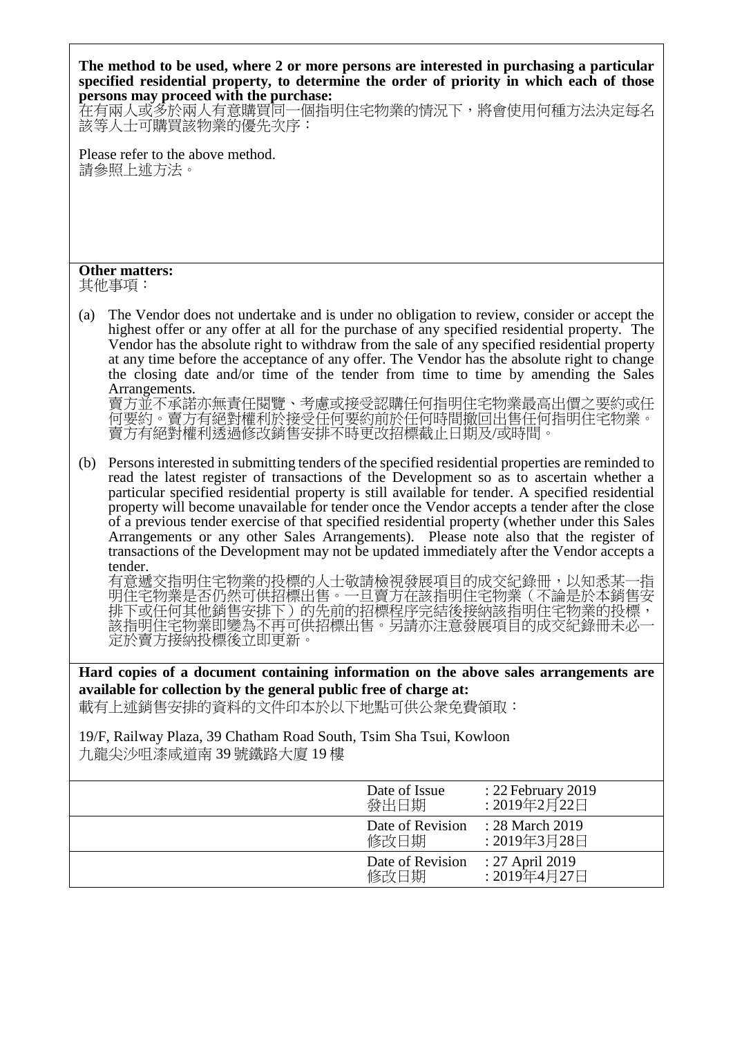**The method to be used, where 2 or more persons are interested in purchasing a particular specified residential property, to determine the order of priority in which each of those persons may proceed with the purchase:**
在有兩人或多於兩人有意購買同一個指明住宅物業的情況下，將會使用何種方法決定每名該等人士可購買該物業的優先次序：

Please refer to the above method.
請參照上述方法。

**Other matters:**
其他事項：

(a) The Vendor does not undertake and is under no obligation to review, consider or accept the highest offer or any offer at all for the purchase of any specified residential property. The Vendor has the absolute right to withdraw from the sale of any specified residential property at any time before the acceptance of any offer. The Vendor has the absolute right to change the closing date and/or time of the tender from time to time by amending the Sales Arrangements.
賣方並不承諾亦無責任閱覽、考慮或接受認購任何指明住宅物業最高出價之要約或任何要約。賣方有絕對權利於接受任何要約前於任何時間撤回出售任何指明住宅物業。賣方有絕對權利透過修改銷售安排不時更改招標截止日期及/或時間。

(b) Persons interested in submitting tenders of the specified residential properties are reminded to read the latest register of transactions of the Development so as to ascertain whether a particular specified residential property is still available for tender. A specified residential property will become unavailable for tender once the Vendor accepts a tender after the close of a previous tender exercise of that specified residential property (whether under this Sales Arrangements or any other Sales Arrangements). Please note also that the register of transactions of the Development may not be updated immediately after the Vendor accepts a tender.
有意遞交指明住宅物業的投標的人士敬請檢視發展項目的成交紀錄冊，以知悉某一指明住宅物業是否仍然可供招標出售。一旦賣方在該指明住宅物業（不論是於本銷售安排下或任何其他銷售安排下）的先前的招標程序完結後接納該指明住宅物業的投標，該指明住宅物業即變為不再可供招標出售。另請亦注意發展項目的成交紀錄冊未必一定於賣方接納投標後立即更新。

**Hard copies of a document containing information on the above sales arrangements are available for collection by the general public free of charge at:**
載有上述銷售安排的資料的文件印本於以下地點可供公眾免費領取：

19/F, Railway Plaza, 39 Chatham Road South, Tsim Sha Tsui, Kowloon
九龍尖沙咀漆咸道南 39 號鐵路大廈 19 樓

| | | |
|---|---|---|
| | Date of Issue<br>發出日期 | : 22 February 2019<br>: 2019年2月22日 |
| | Date of Revision<br>修改日期 | : 28 March 2019<br>: 2019年3月28日 |
| | Date of Revision<br>修改日期 | : 27 April 2019<br>: 2019年4月27日 |